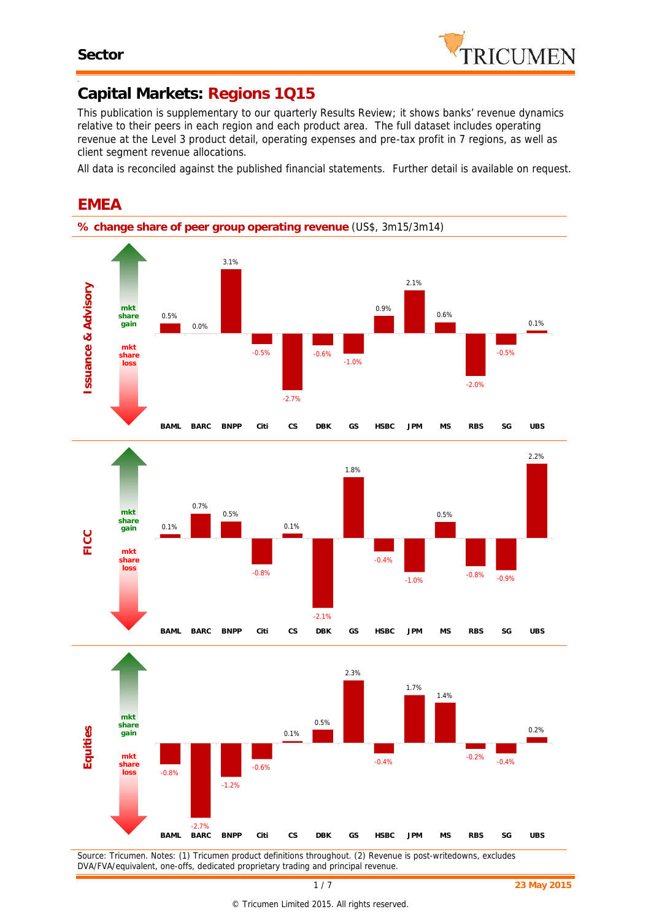Sector

# Capital Markets: Regions 1Q15

This publication is supplementary to our quarterly Results Review; it shows banks' revenue dynamics relative to their peers in each region and each product area. The full dataset includes operating revenue at the Level 3 product detail, operating expenses and pre-tax profit in 7 regions, as well as client segment revenue allocations.

All data is reconciled against the published financial statements. Further detail is available on request.

## EMEA

**% change share of peer group operating revenue** (US$, 3m15/3m14)

| | BAML | BARC | BNPP | Citi | CS | DBK | GS | HSBC | JPM | MS | RBS | SG | UBS |
|---|---|---|---|---|---|---|---|---|---|---|---|---|---|
| Issuance & Advisory | 0.5% | 0.0% | 3.1% | -0.5% | -2.7% | -0.6% | -1.0% | 0.9% | 2.1% | 0.6% | -2.0% | -0.5% | 0.1% |
| FICC | 0.1% | 0.7% | 0.5% | -0.8% | 0.1% | -2.1% | 1.8% | -0.4% | -1.0% | 0.5% | -0.8% | -0.9% | 2.2% |
| Equities | -0.8% | -2.7% | -1.2% | -0.6% | 0.1% | 0.5% | 2.3% | -0.4% | 1.7% | 1.4% | -0.2% | -0.4% | 0.2% |

(Positive = mkt share gain; negative = mkt share loss)

Source: Tricumen. Notes: (1) Tricumen product definitions throughout. (2) Revenue is post-writedowns, excludes DVA/FVA/equivalent, one-offs, dedicated proprietary trading and principal revenue.

23 May 2015

© Tricumen Limited 2015. All rights reserved.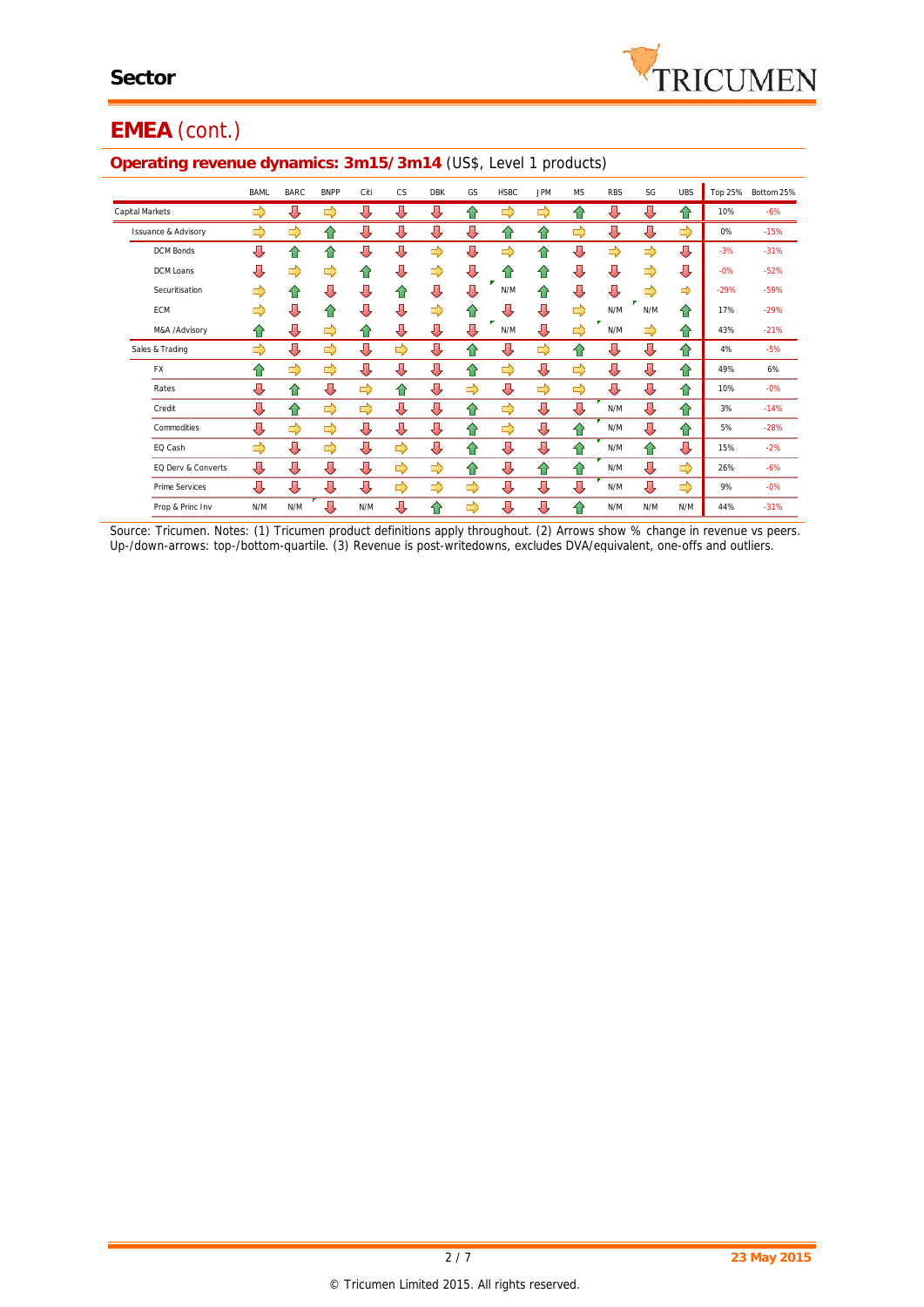## Sector

# EMEA (cont.)

### Operating revenue dynamics: 3m15/3m14 (US$, Level 1 products)

| | BAML | BARC | BNPP | Citi | CS | DBK | GS | HSBC | JPM | MS | RBS | SG | UBS | Top 25% | Bottom 25% |
|---|---|---|---|---|---|---|---|---|---|---|---|---|---|---|---|
| Capital Markets | ⇨ | ⇩ | ⇨ | ⇩ | ⇩ | ⇩ | ⇧ | ⇨ | ⇨ | ⇧ | ⇩ | ⇩ | ⇧ | 10% | -6% |
| Issuance & Advisory | ⇨ | ⇨ | ⇧ | ⇩ | ⇩ | ⇩ | ⇩ | ⇧ | ⇧ | ⇨ | ⇩ | ⇩ | ⇨ | 0% | -15% |
| DCM Bonds | ⇩ | ⇧ | ⇧ | ⇩ | ⇩ | ⇨ | ⇩ | ⇨ | ⇧ | ⇩ | ⇨ | ⇨ | ⇩ | -3% | -31% |
| DCM Loans | ⇩ | ⇨ | ⇨ | ⇧ | ⇩ | ⇨ | ⇩ | ⇧ | ⇧ | ⇩ | ⇩ | ⇨ | ⇩ | -0% | -52% |
| Securitisation | ⇨ | ⇧ | ⇩ | ⇩ | ⇧ | ⇩ | ⇩ | N/M | ⇧ | ⇩ | ⇩ | ⇨ | ⇨ | -29% | -59% |
| ECM | ⇨ | ⇩ | ⇧ | ⇩ | ⇩ | ⇨ | ⇧ | ⇩ | ⇩ | ⇨ | N/M | N/M | ⇧ | 17% | -29% |
| M&A /Advisory | ⇧ | ⇩ | ⇨ | ⇧ | ⇩ | ⇩ | ⇩ | N/M | ⇩ | ⇨ | N/M | ⇨ | ⇧ | 43% | -21% |
| Sales & Trading | ⇨ | ⇩ | ⇨ | ⇩ | ⇨ | ⇩ | ⇧ | ⇩ | ⇨ | ⇧ | ⇩ | ⇩ | ⇧ | 4% | -5% |
| FX | ⇧ | ⇨ | ⇨ | ⇩ | ⇩ | ⇩ | ⇧ | ⇨ | ⇩ | ⇨ | ⇩ | ⇩ | ⇧ | 49% | 6% |
| Rates | ⇩ | ⇧ | ⇩ | ⇨ | ⇧ | ⇩ | ⇨ | ⇩ | ⇨ | ⇨ | ⇩ | ⇩ | ⇧ | 10% | -0% |
| Credit | ⇩ | ⇧ | ⇨ | ⇨ | ⇩ | ⇩ | ⇧ | ⇨ | ⇩ | ⇩ | N/M | ⇩ | ⇧ | 3% | -14% |
| Commodities | ⇩ | ⇨ | ⇨ | ⇩ | ⇩ | ⇩ | ⇧ | ⇨ | ⇩ | ⇧ | N/M | ⇩ | ⇧ | 5% | -28% |
| EQ Cash | ⇨ | ⇩ | ⇨ | ⇩ | ⇨ | ⇩ | ⇧ | ⇩ | ⇩ | ⇧ | N/M | ⇧ | ⇩ | 15% | -2% |
| EQ Derv & Converts | ⇩ | ⇩ | ⇩ | ⇩ | ⇨ | ⇨ | ⇧ | ⇩ | ⇧ | ⇧ | N/M | ⇩ | ⇨ | 26% | -6% |
| Prime Services | ⇩ | ⇩ | ⇩ | ⇩ | ⇨ | ⇨ | ⇨ | ⇩ | ⇩ | ⇩ | N/M | ⇩ | ⇨ | 9% | -0% |
| Prop & Princ Inv | N/M | N/M | ⇩ | N/M | ⇩ | ⇧ | ⇨ | ⇩ | ⇩ | ⇧ | N/M | N/M | N/M | 44% | -31% |

Source: Tricumen. Notes: (1) Tricumen product definitions apply throughout. (2) Arrows show % change in revenue vs peers. Up-/down-arrows: top-/bottom-quartile. (3) Revenue is post-writedowns, excludes DVA/equivalent, one-offs and outliers.

23 May 2015

© Tricumen Limited 2015. All rights reserved.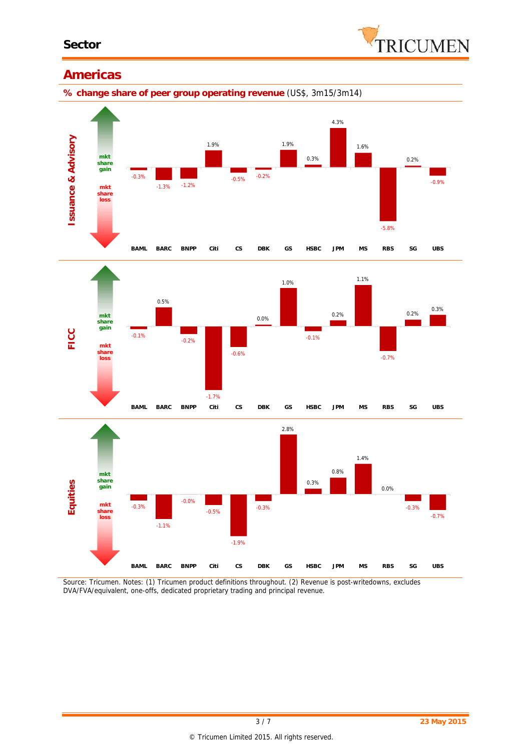## Americas

**% change share of peer group operating revenue** (US$, 3m15/3m14)

| | BAML | BARC | BNPP | Citi | CS | DBK | GS | HSBC | JPM | MS | RBS | SG | UBS |
|---|---|---|---|---|---|---|---|---|---|---|---|---|---|
| Issuance & Advisory | -0.3% | -1.3% | -1.2% | 1.9% | -0.5% | -0.2% | 1.9% | 0.3% | 4.3% | 1.6% | -5.8% | 0.2% | -0.9% |
| FICC | -0.1% | 0.5% | -0.2% | -1.7% | -0.6% | 0.0% | 1.0% | -0.1% | 0.2% | 1.1% | -0.7% | 0.2% | 0.3% |
| Equities | -0.3% | -1.1% | -0.0% | -0.5% | -1.9% | -0.3% | 2.8% | 0.3% | 0.8% | 1.4% | 0.0% | -0.3% | -0.7% |

(Chart axis: mkt share gain / mkt share loss)

Source: Tricumen. Notes: (1) Tricumen product definitions throughout. (2) Revenue is post-writedowns, excludes DVA/FVA/equivalent, one-offs, dedicated proprietary trading and principal revenue.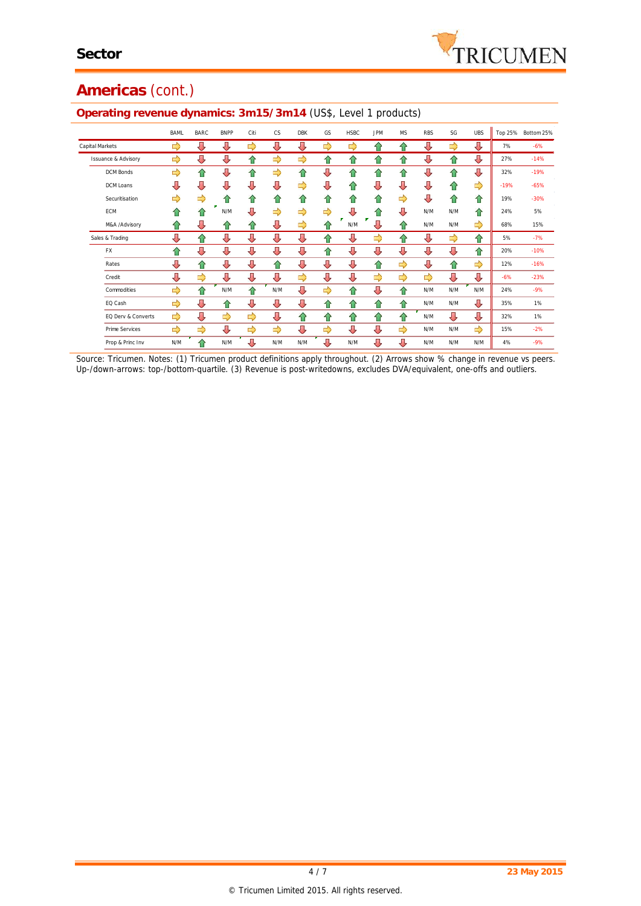## Americas (cont.)

### Operating revenue dynamics: 3m15/3m14 (US$, Level 1 products)

| | BAML | BARC | BNPP | Citi | CS | DBK | GS | HSBC | JPM | MS | RBS | SG | UBS | Top 25% | Bottom 25% |
|---|---|---|---|---|---|---|---|---|---|---|---|---|---|---|---|
| Capital Markets | ⇨ | ⇩ | ⇩ | ⇨ | ⇩ | ⇩ | ⇨ | ⇨ | ⇧ | ⇧ | ⇩ | ⇨ | ⇩ | 7% | -6% |
| Issuance & Advisory | ⇨ | ⇩ | ⇩ | ⇧ | ⇨ | ⇨ | ⇧ | ⇧ | ⇧ | ⇧ | ⇩ | ⇧ | ⇩ | 27% | -14% |
| DCM Bonds | ⇨ | ⇧ | ⇩ | ⇧ | ⇨ | ⇧ | ⇩ | ⇧ | ⇧ | ⇧ | ⇩ | ⇧ | ⇩ | 32% | -19% |
| DCM Loans | ⇩ | ⇩ | ⇩ | ⇩ | ⇩ | ⇨ | ⇩ | ⇧ | ⇩ | ⇩ | ⇩ | ⇧ | ⇨ | -19% | -65% |
| Securitisation | ⇨ | ⇨ | ⇧ | ⇧ | ⇧ | ⇧ | ⇧ | ⇧ | ⇧ | ⇨ | ⇩ | ⇧ | ⇧ | 19% | -30% |
| ECM | ⇧ | ⇧ | N/M | ⇩ | ⇨ | ⇨ | ⇨ | ⇩ | ⇧ | ⇩ | N/M | N/M | ⇧ | 24% | 5% |
| M&A /Advisory | ⇧ | ⇩ | ⇧ | ⇧ | ⇩ | ⇨ | ⇧ | N/M | ⇩ | ⇧ | N/M | N/M | ⇨ | 68% | 15% |
| Sales & Trading | ⇩ | ⇧ | ⇩ | ⇩ | ⇩ | ⇩ | ⇧ | ⇩ | ⇨ | ⇧ | ⇩ | ⇨ | ⇧ | 5% | -7% |
| FX | ⇧ | ⇩ | ⇩ | ⇩ | ⇩ | ⇩ | ⇧ | ⇩ | ⇩ | ⇩ | ⇩ | ⇩ | ⇧ | 20% | -10% |
| Rates | ⇩ | ⇧ | ⇩ | ⇩ | ⇧ | ⇩ | ⇩ | ⇩ | ⇧ | ⇨ | ⇩ | ⇧ | ⇨ | 12% | -16% |
| Credit | ⇩ | ⇨ | ⇩ | ⇩ | ⇩ | ⇨ | ⇩ | ⇩ | ⇨ | ⇨ | ⇨ | ⇩ | ⇩ | -6% | -23% |
| Commodities | ⇨ | ⇧ | N/M | ⇧ | N/M | ⇩ | ⇨ | ⇧ | ⇩ | ⇧ | N/M | N/M | N/M | 24% | -9% |
| EQ Cash | ⇨ | ⇩ | ⇧ | ⇩ | ⇩ | ⇩ | ⇧ | ⇧ | ⇧ | ⇧ | N/M | N/M | ⇩ | 35% | 1% |
| EQ Derv & Converts | ⇨ | ⇩ | ⇨ | ⇨ | ⇩ | ⇧ | ⇧ | ⇧ | ⇧ | ⇧ | N/M | ⇩ | ⇩ | 32% | 1% |
| Prime Services | ⇨ | ⇨ | ⇩ | ⇨ | ⇨ | ⇩ | ⇨ | ⇩ | ⇩ | ⇨ | N/M | N/M | ⇨ | 15% | -2% |
| Prop & Princ Inv | N/M | ⇧ | N/M | ⇩ | N/M | N/M | ⇩ | N/M | ⇩ | ⇩ | N/M | N/M | N/M | 4% | -9% |

Source: Tricumen. Notes: (1) Tricumen product definitions apply throughout. (2) Arrows show % change in revenue vs peers. Up-/down-arrows: top-/bottom-quartile. (3) Revenue is post-writedowns, excludes DVA/equivalent, one-offs and outliers.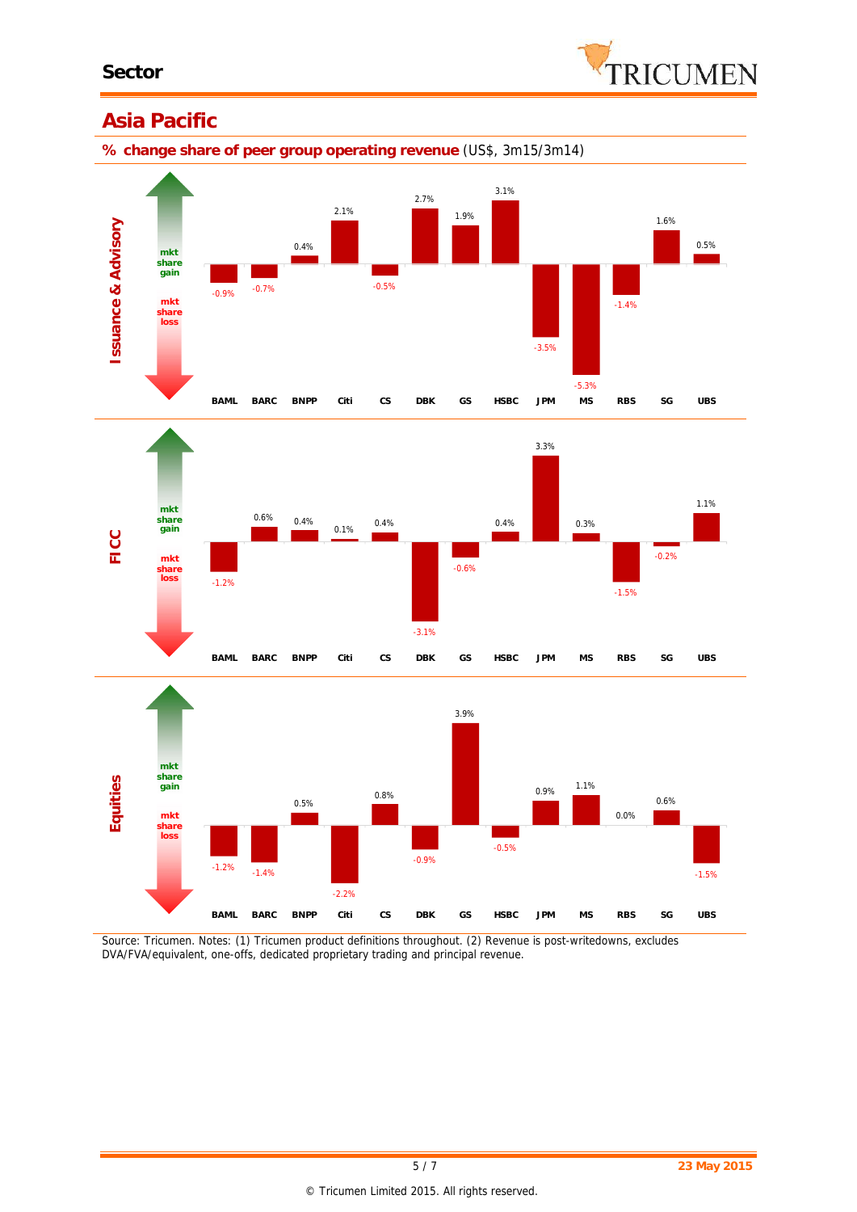## Asia Pacific

**% change share of peer group operating revenue** (US$, 3m15/3m14)

| | BAML | BARC | BNPP | Citi | CS | DBK | GS | HSBC | JPM | MS | RBS | SG | UBS |
|---|---|---|---|---|---|---|---|---|---|---|---|---|---|
| Issuance & Advisory | -0.9% | -0.7% | 0.4% | 2.1% | -0.5% | 2.7% | 1.9% | 3.1% | -3.5% | -5.3% | -1.4% | 1.6% | 0.5% |
| FICC | -1.2% | 0.6% | 0.4% | 0.1% | 0.4% | -3.1% | -0.6% | 0.4% | 3.3% | 0.3% | -1.5% | -0.2% | 1.1% |
| Equities | -1.2% | -1.4% | 0.5% | -2.2% | 0.8% | -0.9% | 3.9% | -0.5% | 0.9% | 1.1% | 0.0% | 0.6% | -1.5% |

(mkt share gain / mkt share loss)

Source: Tricumen. Notes: (1) Tricumen product definitions throughout. (2) Revenue is post-writedowns, excludes DVA/FVA/equivalent, one-offs, dedicated proprietary trading and principal revenue.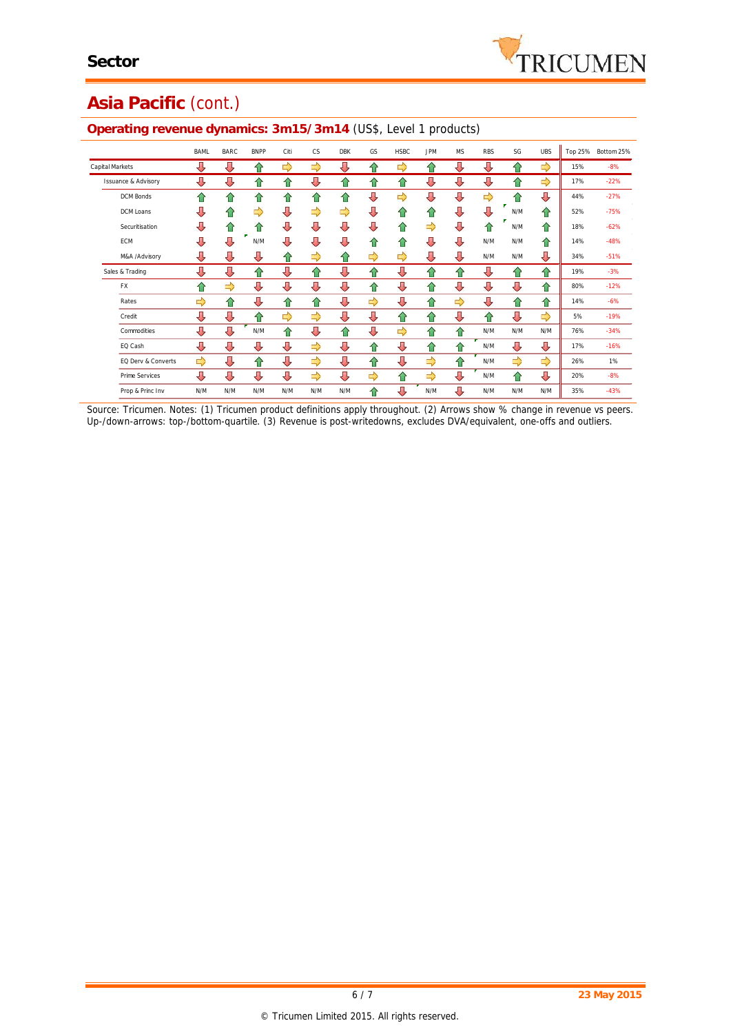## Asia Pacific (cont.)

### Operating revenue dynamics: 3m15/3m14 (US$, Level 1 products)

| | BAML | BARC | BNPP | Citi | CS | DBK | GS | HSBC | JPM | MS | RBS | SG | UBS | Top 25% | Bottom 25% |
|---|---|---|---|---|---|---|---|---|---|---|---|---|---|---|---|
| Capital Markets | ⇩ | ⇩ | ⇧ | ⇨ | ⇨ | ⇩ | ⇧ | ⇨ | ⇧ | ⇩ | ⇩ | ⇧ | ⇨ | 15% | -8% |
| Issuance & Advisory | ⇩ | ⇩ | ⇧ | ⇧ | ⇩ | ⇧ | ⇧ | ⇧ | ⇩ | ⇩ | ⇩ | ⇧ | ⇨ | 17% | -22% |
| DCM Bonds | ⇧ | ⇧ | ⇧ | ⇧ | ⇧ | ⇧ | ⇩ | ⇨ | ⇩ | ⇩ | ⇨ | ⇧ | ⇩ | 44% | -27% |
| DCM Loans | ⇩ | ⇧ | ⇨ | ⇩ | ⇨ | ⇨ | ⇩ | ⇧ | ⇧ | ⇩ | ⇩ | N/M | ⇧ | 52% | -75% |
| Securitisation | ⇩ | ⇧ | ⇧ | ⇩ | ⇩ | ⇩ | ⇩ | ⇧ | ⇨ | ⇩ | ⇧ | N/M | ⇧ | 18% | -62% |
| ECM | ⇩ | ⇩ | N/M | ⇩ | ⇩ | ⇩ | ⇧ | ⇧ | ⇩ | ⇩ | N/M | N/M | ⇧ | 14% | -48% |
| M&A /Advisory | ⇩ | ⇩ | ⇩ | ⇧ | ⇨ | ⇧ | ⇨ | ⇨ | ⇩ | ⇩ | N/M | N/M | ⇩ | 34% | -51% |
| Sales & Trading | ⇩ | ⇩ | ⇧ | ⇩ | ⇧ | ⇩ | ⇧ | ⇩ | ⇧ | ⇧ | ⇩ | ⇧ | ⇧ | 19% | -3% |
| FX | ⇧ | ⇨ | ⇩ | ⇩ | ⇩ | ⇩ | ⇧ | ⇩ | ⇧ | ⇩ | ⇩ | ⇩ | ⇧ | 80% | -12% |
| Rates | ⇨ | ⇧ | ⇩ | ⇧ | ⇧ | ⇩ | ⇨ | ⇩ | ⇧ | ⇨ | ⇩ | ⇧ | ⇧ | 14% | -6% |
| Credit | ⇩ | ⇩ | ⇧ | ⇨ | ⇨ | ⇩ | ⇩ | ⇧ | ⇧ | ⇩ | ⇧ | ⇩ | ⇨ | 5% | -19% |
| Commodities | ⇩ | ⇩ | N/M | ⇧ | ⇩ | ⇧ | ⇩ | ⇨ | ⇧ | ⇧ | N/M | N/M | N/M | 76% | -34% |
| EQ Cash | ⇩ | ⇩ | ⇩ | ⇩ | ⇨ | ⇩ | ⇧ | ⇩ | ⇧ | ⇧ | N/M | ⇩ | ⇩ | 17% | -16% |
| EQ Derv & Converts | ⇨ | ⇩ | ⇧ | ⇩ | ⇨ | ⇩ | ⇧ | ⇩ | ⇨ | ⇧ | N/M | ⇨ | ⇨ | 26% | 1% |
| Prime Services | ⇩ | ⇩ | ⇩ | ⇩ | ⇨ | ⇩ | ⇨ | ⇧ | ⇨ | ⇩ | N/M | ⇧ | ⇩ | 20% | -8% |
| Prop & Princ Inv | N/M | N/M | N/M | N/M | N/M | N/M | ⇧ | ⇩ | N/M | ⇩ | N/M | N/M | N/M | 35% | -43% |

Source: Tricumen. Notes: (1) Tricumen product definitions apply throughout. (2) Arrows show % change in revenue vs peers. Up-/down-arrows: top-/bottom-quartile. (3) Revenue is post-writedowns, excludes DVA/equivalent, one-offs and outliers.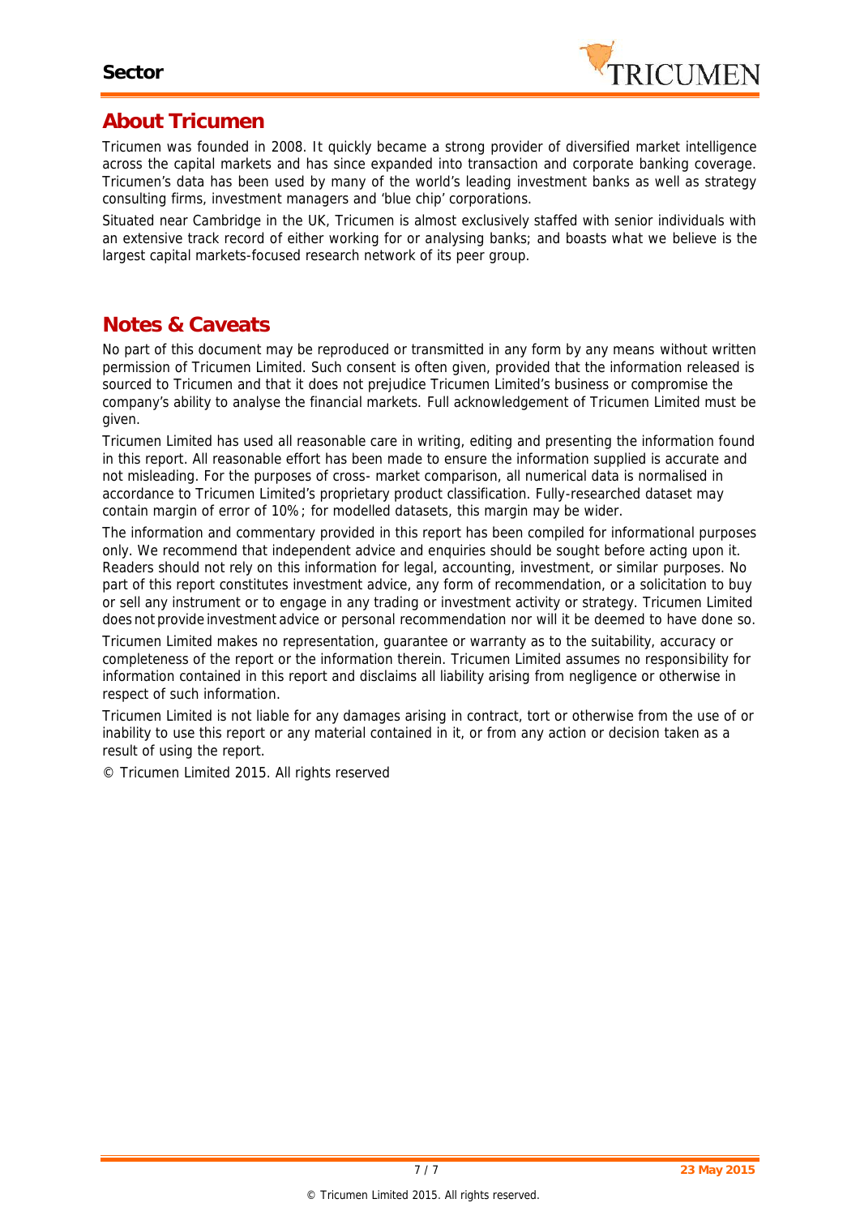## About Tricumen

Tricumen was founded in 2008. It quickly became a strong provider of diversified market intelligence across the capital markets and has since expanded into transaction and corporate banking coverage. Tricumen's data has been used by many of the world's leading investment banks as well as strategy consulting firms, investment managers and 'blue chip' corporations.

Situated near Cambridge in the UK, Tricumen is almost exclusively staffed with senior individuals with an extensive track record of either working for or analysing banks; and boasts what we believe is the largest capital markets-focused research network of its peer group.

## Notes & Caveats

No part of this document may be reproduced or transmitted in any form by any means without written permission of Tricumen Limited. Such consent is often given, provided that the information released is sourced to Tricumen and that it does not prejudice Tricumen Limited's business or compromise the company's ability to analyse the financial markets. Full acknowledgement of Tricumen Limited must be given.

Tricumen Limited has used all reasonable care in writing, editing and presenting the information found in this report. All reasonable effort has been made to ensure the information supplied is accurate and not misleading. For the purposes of cross- market comparison, all numerical data is normalised in accordance to Tricumen Limited's proprietary product classification. Fully-researched dataset may contain margin of error of 10%; for modelled datasets, this margin may be wider.

The information and commentary provided in this report has been compiled for informational purposes only. We recommend that independent advice and enquiries should be sought before acting upon it. Readers should not rely on this information for legal, accounting, investment, or similar purposes. No part of this report constitutes investment advice, any form of recommendation, or a solicitation to buy or sell any instrument or to engage in any trading or investment activity or strategy. Tricumen Limited does not provide investment advice or personal recommendation nor will it be deemed to have done so.

Tricumen Limited makes no representation, guarantee or warranty as to the suitability, accuracy or completeness of the report or the information therein. Tricumen Limited assumes no responsibility for information contained in this report and disclaims all liability arising from negligence or otherwise in respect of such information.

Tricumen Limited is not liable for any damages arising in contract, tort or otherwise from the use of or inability to use this report or any material contained in it, or from any action or decision taken as a result of using the report.

© Tricumen Limited 2015. All rights reserved